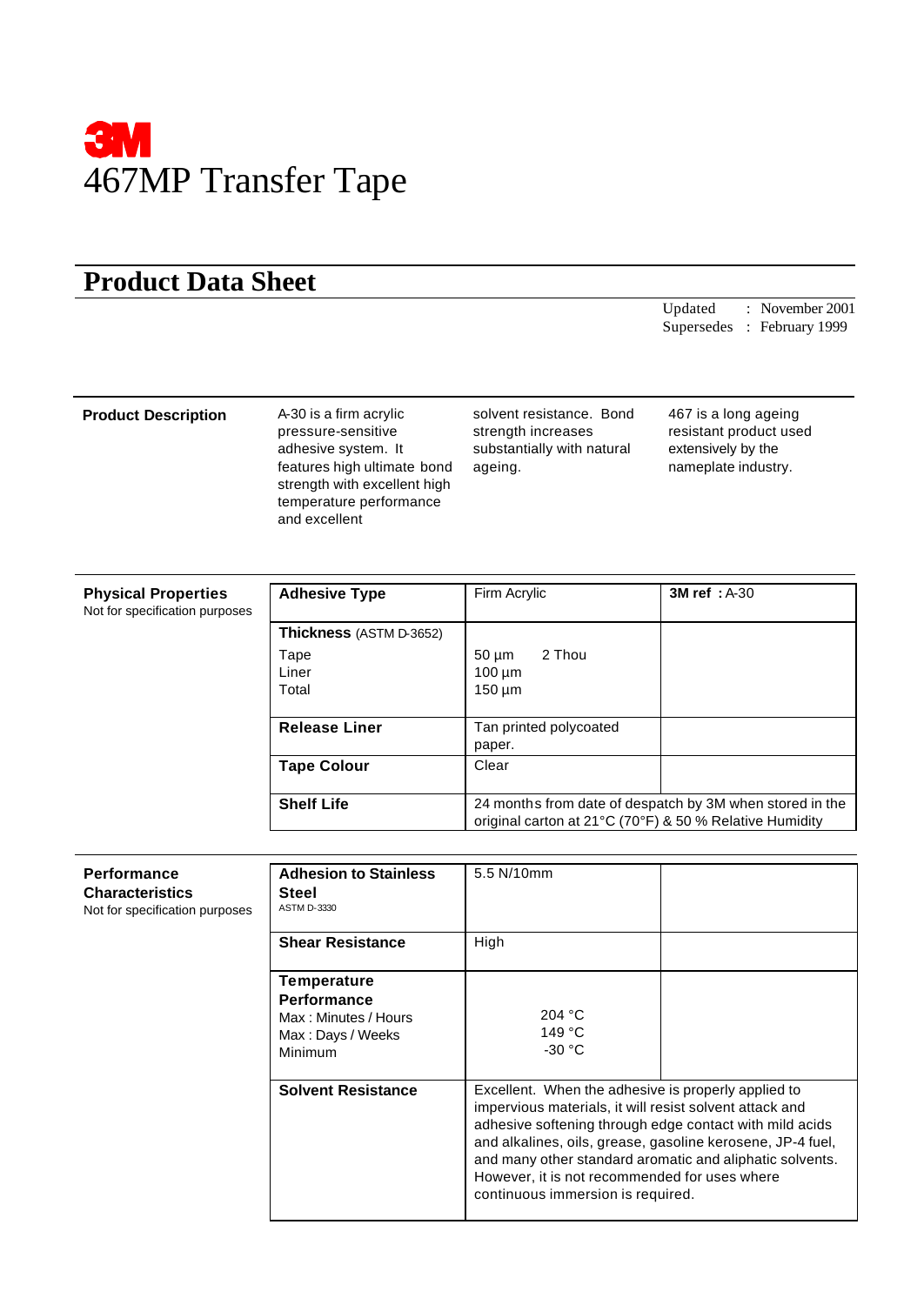# 3M

# 467MP Transfer Tape

## Product Data Sheet

Updated : November 2001
Supersedes : February 1999

**Product Description**

A-30 is a firm acrylic pressure-sensitive adhesive system. It features high ultimate bond strength with excellent high temperature performance and excellent solvent resistance. Bond strength increases substantially with natural ageing.

467 is a long ageing resistant product used extensively by the nameplate industry.

**Physical Properties**
Not for specification purposes

| Property | Value | |
|---|---|---|
| **Adhesive Type** | Firm Acrylic | **3M ref :** A-30 |
| **Thickness** (ASTM D-3652)<br>Tape<br>Liner<br>Total | <br>50 µm 2 Thou<br>100 µm<br>150 µm | |
| **Release Liner** | Tan printed polycoated paper. | |
| **Tape Colour** | Clear | |
| **Shelf Life** | 24 months from date of despatch by 3M when stored in the original carton at 21°C (70°F) & 50 % Relative Humidity | |

**Performance Characteristics**
Not for specification purposes

| Property | Value | |
|---|---|---|
| **Adhesion to Stainless Steel**<br>ASTM D-3330 | 5.5 N/10mm | |
| **Shear Resistance** | High | |
| **Temperature Performance**<br>Max : Minutes / Hours<br>Max : Days / Weeks<br>Minimum | <br>204 °C<br>149 °C<br>-30 °C | |
| **Solvent Resistance** | Excellent. When the adhesive is properly applied to impervious materials, it will resist solvent attack and adhesive softening through edge contact with mild acids and alkalines, oils, grease, gasoline kerosene, JP-4 fuel, and many other standard aromatic and aliphatic solvents. However, it is not recommended for uses where continuous immersion is required. | |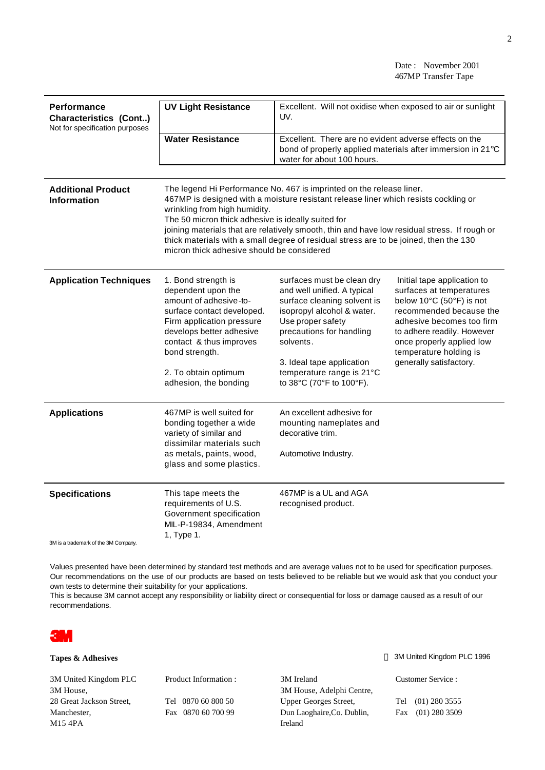Date : November 2001
467MP Transfer Tape

**Performance Characteristics (Cont..)**
Not for specification purposes

| | |
|---|---|
| **UV Light Resistance** | Excellent. Will not oxidise when exposed to air or sunlight UV. |
| **Water Resistance** | Excellent. There are no evident adverse effects on the bond of properly applied materials after immersion in 21°C water for about 100 hours. |

## Additional Product Information

The legend Hi Performance No. 467 is imprinted on the release liner.
467MP is designed with a moisture resistant release liner which resists cockling or wrinkling from high humidity.
The 50 micron thick adhesive is ideally suited for joining materials that are relatively smooth, thin and have low residual stress. If rough or thick materials with a small degree of residual stress are to be joined, then the 130 micron thick adhesive should be considered

## Application Techniques

1. Bond strength is dependent upon the amount of adhesive-to-surface contact developed. Firm application pressure develops better adhesive contact & thus improves bond strength.

2. To obtain optimum adhesion, the bonding surfaces must be clean dry and well unified. A typical surface cleaning solvent is isopropyl alcohol & water. Use proper safety precautions for handling solvents.

3. Ideal tape application temperature range is 21°C to 38°C (70°F to 100°F). Initial tape application to surfaces at temperatures below 10°C (50°F) is not recommended because the adhesive becomes too firm to adhere readily. However once properly applied low temperature holding is generally satisfactory.

## Applications

467MP is well suited for bonding together a wide variety of similar and dissimilar materials such as metals, paints, wood, glass and some plastics.

An excellent adhesive for mounting nameplates and decorative trim.

Automotive Industry.

## Specifications

This tape meets the requirements of U.S. Government specification MIL-P-19834, Amendment 1, Type 1.

467MP is a UL and AGA recognised product.

3M is a trademark of the 3M Company.

Values presented have been determined by standard test methods and are average values not to be used for specification purposes.
Our recommendations on the use of our products are based on tests believed to be reliable but we would ask that you conduct your own tests to determine their suitability for your applications.
This is because 3M cannot accept any responsibility or liability direct or consequential for loss or damage caused as a result of our recommendations.

3M

**Tapes & Adhesives**

© 3M United Kingdom PLC 1996

| | | | |
|---|---|---|---|
| 3M United Kingdom PLC<br>3M House,<br>28 Great Jackson Street,<br>Manchester,<br>M15 4PA | Product Information :<br><br>Tel 0870 60 800 50<br>Fax 0870 60 700 99 | 3M Ireland<br>3M House, Adelphi Centre,<br>Upper Georges Street,<br>Dun Laoghaire,Co. Dublin,<br>Ireland | Customer Service :<br><br>Tel (01) 280 3555<br>Fax (01) 280 3509 |